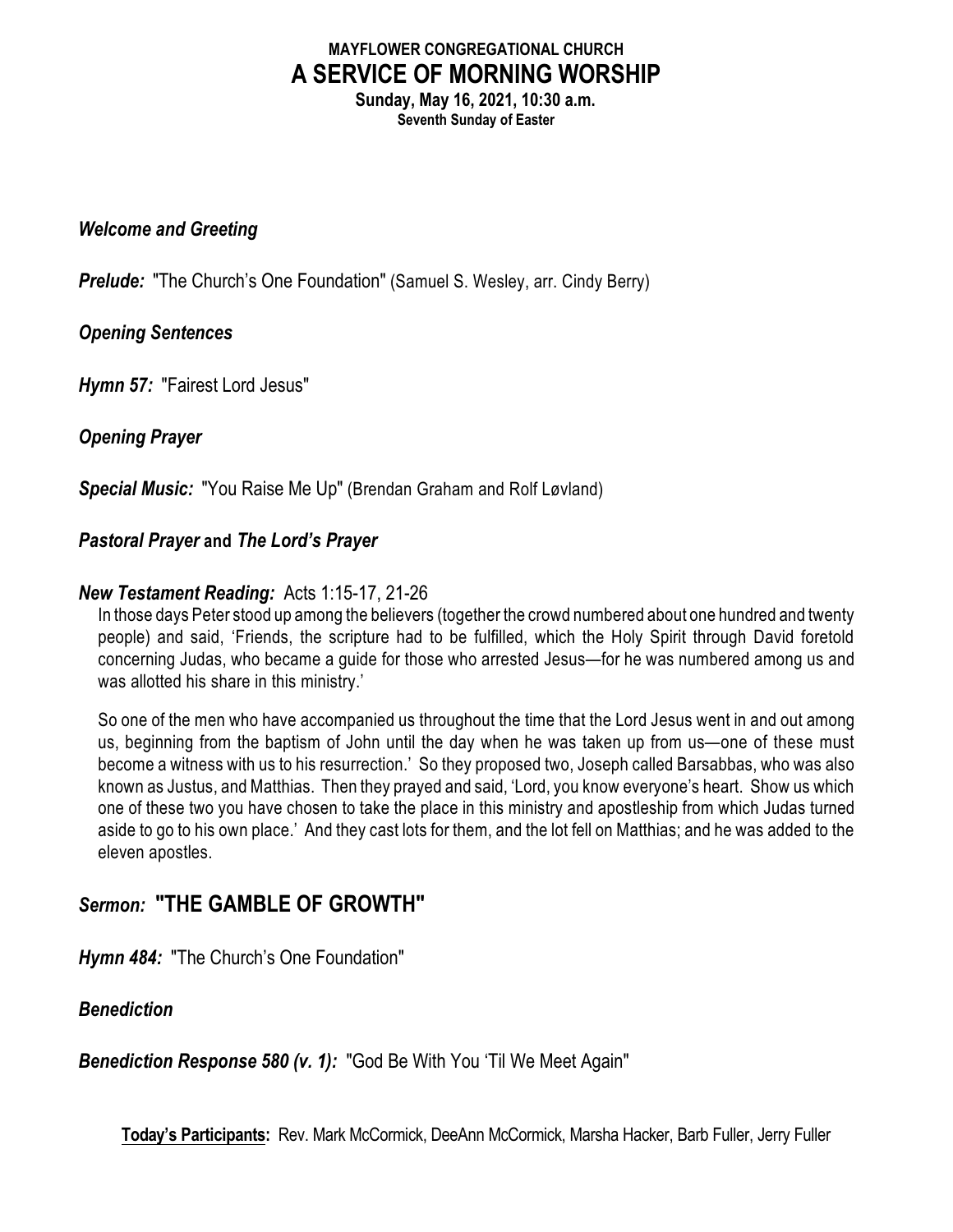**MAYFLOWER CONGREGATIONAL CHURCH**

# A SERVICE OF MORNING WORSHIP

**Sunday, May 16, 2021, 10:30 a.m.**
**Seventh Sunday of Easter**

***Welcome and Greeting***

***Prelude:*** "The Church's One Foundation" (Samuel S. Wesley, arr. Cindy Berry)

***Opening Sentences***

***Hymn 57:*** "Fairest Lord Jesus"

***Opening Prayer***

***Special Music:*** "You Raise Me Up" (Brendan Graham and Rolf Løvland)

***Pastoral Prayer* and *The Lord's Prayer***

***New Testament Reading:*** Acts 1:15-17, 21-26

In those days Peter stood up among the believers (together the crowd numbered about one hundred and twenty people) and said, 'Friends, the scripture had to be fulfilled, which the Holy Spirit through David foretold concerning Judas, who became a guide for those who arrested Jesus—for he was numbered among us and was allotted his share in this ministry.'

So one of the men who have accompanied us throughout the time that the Lord Jesus went in and out among us, beginning from the baptism of John until the day when he was taken up from us—one of these must become a witness with us to his resurrection.' So they proposed two, Joseph called Barsabbas, who was also known as Justus, and Matthias. Then they prayed and said, 'Lord, you know everyone's heart. Show us which one of these two you have chosen to take the place in this ministry and apostleship from which Judas turned aside to go to his own place.' And they cast lots for them, and the lot fell on Matthias; and he was added to the eleven apostles.

## *Sermon:* "THE GAMBLE OF GROWTH"

***Hymn 484:*** "The Church's One Foundation"

***Benediction***

***Benediction Response 580 (v. 1):*** "God Be With You 'Til We Meet Again"

**Today's Participants:** Rev. Mark McCormick, DeeAnn McCormick, Marsha Hacker, Barb Fuller, Jerry Fuller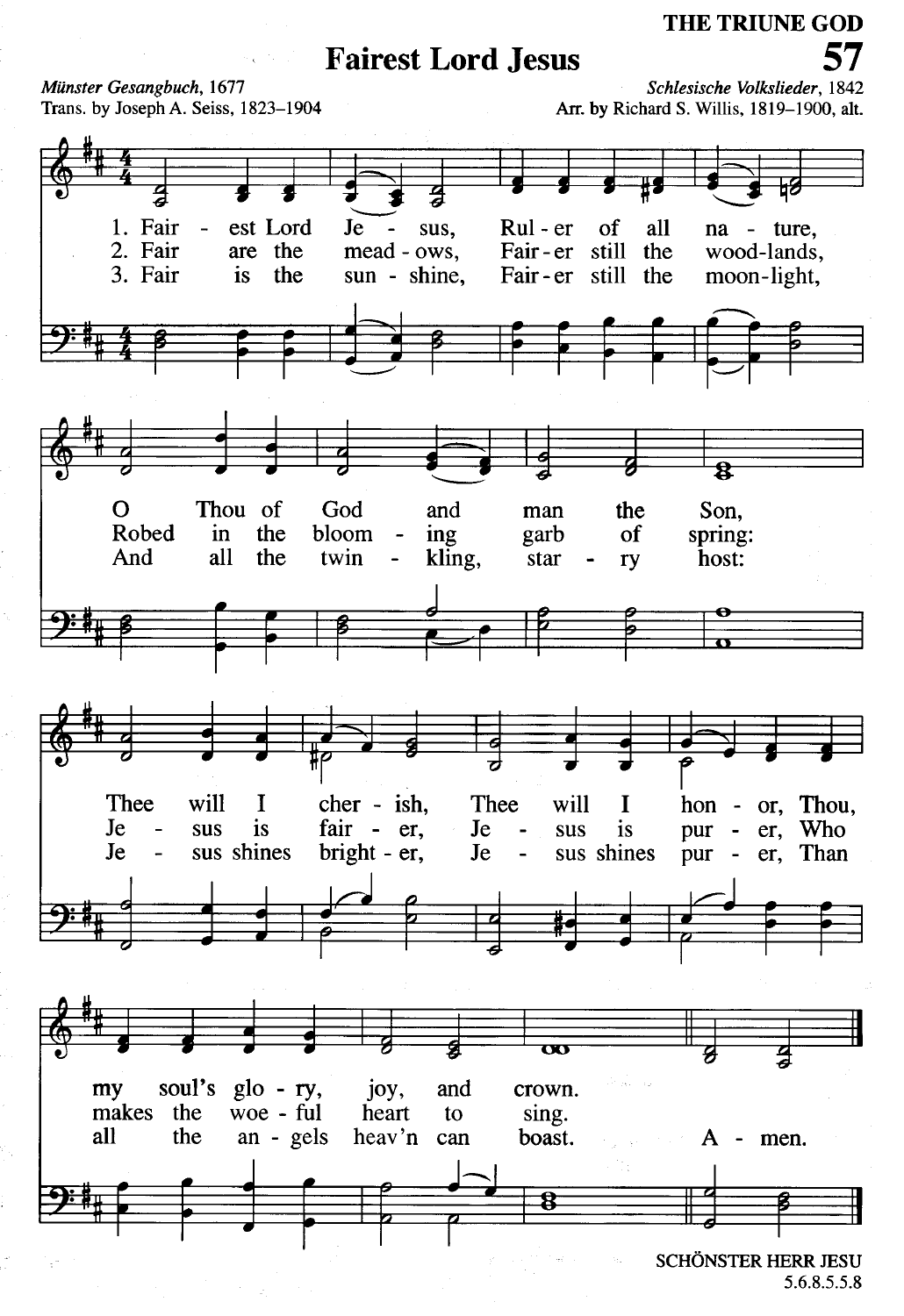THE TRUNE GOD

# Fairest Lord Jesus

*Münster Gesangbuch*, 1677
Trans. by Joseph A. Seiss, 1823–1904

*Schlesische Volkslieder*, 1842
Arr. by Richard S. Willis, 1819–1900, alt.

1. Fairest Lord Jesus, Ruler of all nature,
O Thou of God and man the Son,
Thee will I cherish, Thee will I honor, Thou,
my soul's glory, joy, and crown.

2. Fair are the meadows, Fairer still the woodlands,
Robed in the blooming garb of spring:
Jesus is fairer, Jesus is purer, Who
makes the woeful heart to sing.

3. Fair is the sunshine, Fairer still the moonlight,
And all the twinkling, starry host:
Jesus shines brighter, Jesus shines purer, Than
all the angels heav'n can boast.

Amen.

SCHÖNSTER HERR JESU
5.6.8.5.5.8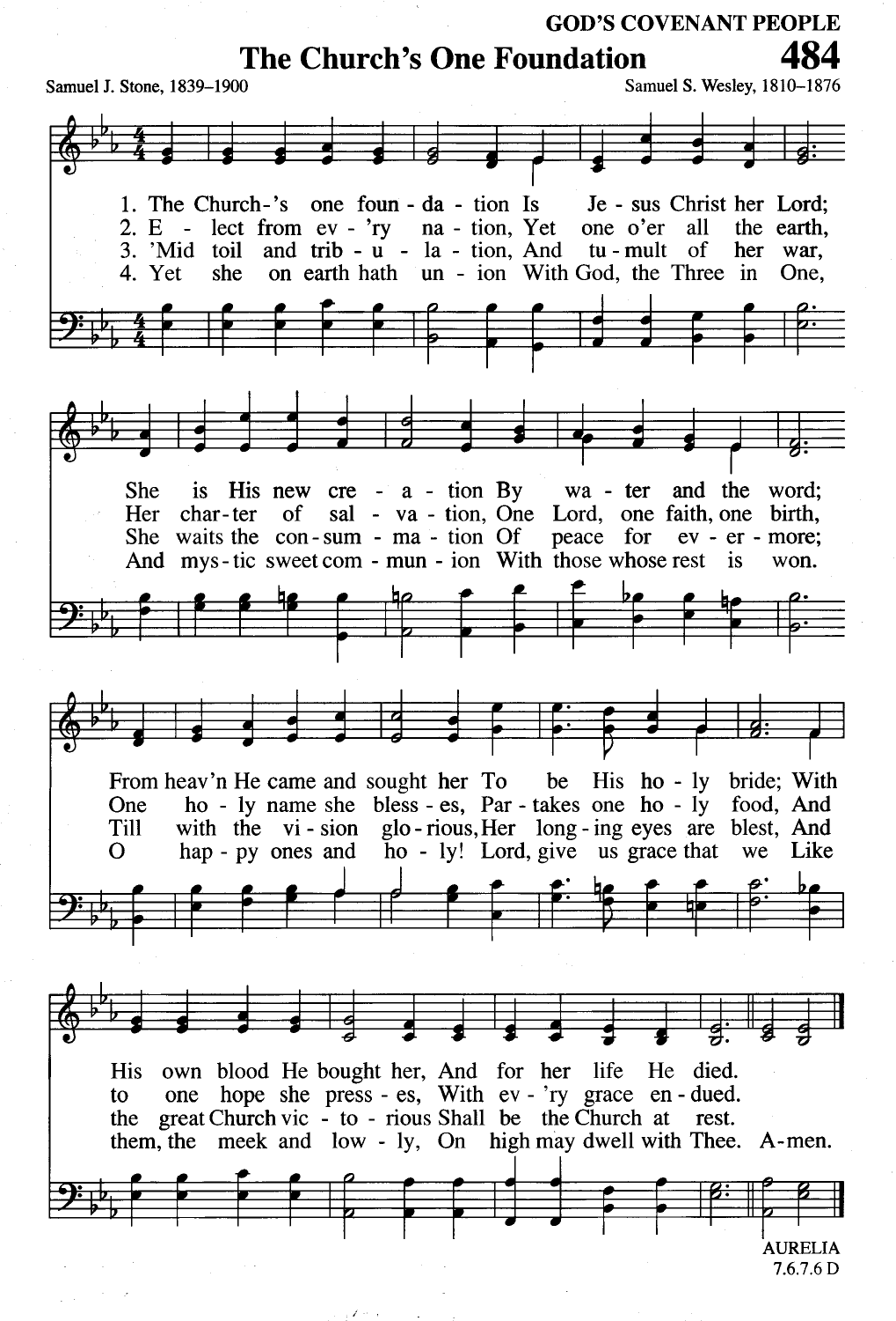GOD'S COVENANT PEOPLE

# The Church's One Foundation

**484**

Samuel J. Stone, 1839–1900

Samuel S. Wesley, 1810–1876

1. The Church's one foundation Is Jesus Christ her Lord;
She is His new creation By water and the word;
From heav'n He came and sought her To be His holy bride;
With His own blood He bought her, And for her life He died.

2. Elect from ev'ry nation, Yet one o'er all the earth,
Her charter of salvation, One Lord, one faith, one birth,
One holy name she blesses, Partakes one holy food,
And to one hope she presses, With ev'ry grace endued.

3. 'Mid toil and tribulation, And tumult of her war,
She waits the consummation Of peace for evermore;
Till with the vision glorious, Her longing eyes are blest,
And the great Church victorious Shall be the Church at rest.

4. Yet she on earth hath union With God, the Three in One,
And mystic sweet communion With those whose rest is won.
O happy ones and holy! Lord, give us grace that we
Like them, the meek and lowly, On high may dwell with Thee. A-men.

AURELIA
7.6.7.6 D